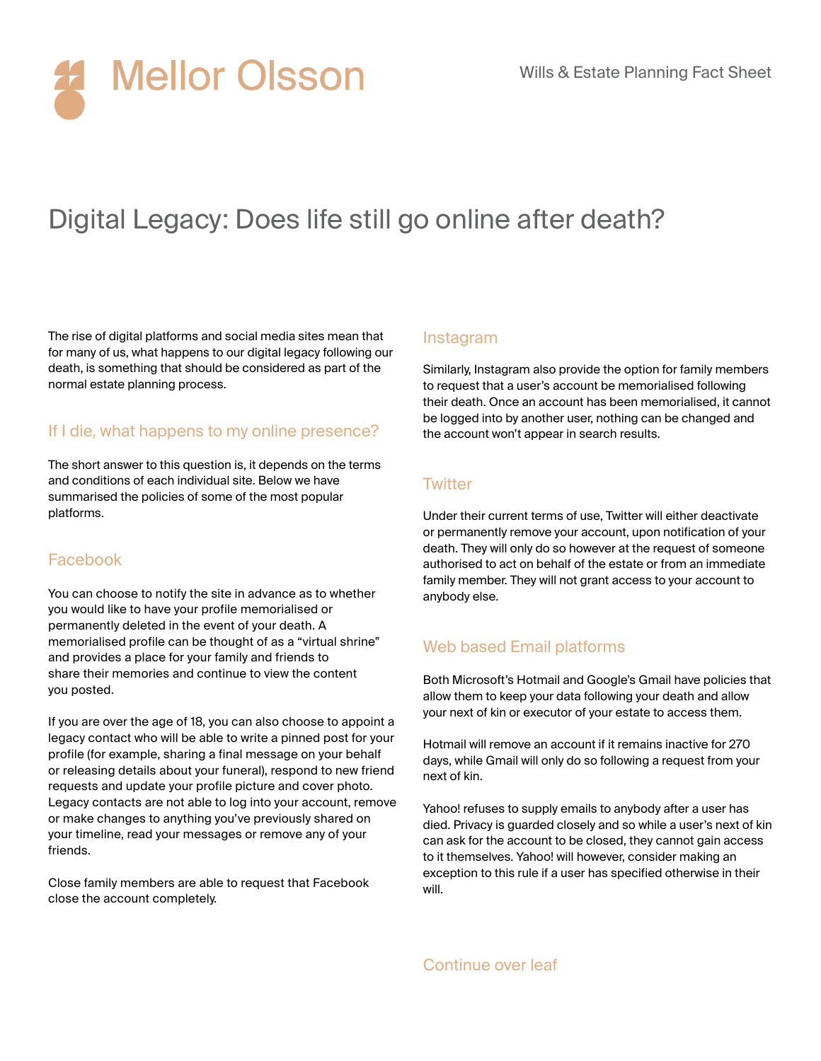# Digital Legacy: Does life still go online after death?

The rise of digital platforms and social media sites mean that for many of us, what happens to our digital legacy following our death, is something that should be considered as part of the normal estate planning process.

## If I die, what happens to my online presence?

The short answer to this question is, it depends on the terms and conditions of each individual site. Below we have summarised the policies of some of the most popular platforms.

## Facebook

You can choose to notify the site in advance as to whether you would like to have your profile memorialised or permanently deleted in the event of your death. A memorialised profile can be thought of as a "virtual shrine" and provides a place for your family and friends to share their memories and continue to view the content you posted.

If you are over the age of 18, you can also choose to appoint a legacy contact who will be able to write a pinned post for your profile (for example, sharing a final message on your behalf or releasing details about your funeral), respond to new friend requests and update your profile picture and cover photo. Legacy contacts are not able to log into your account, remove or make changes to anything you've previously shared on your timeline, read your messages or remove any of your friends.

Close family members are able to request that Facebook close the account completely.

## Instagram

Similarly, Instagram also provide the option for family members to request that a user's account be memorialised following their death. Once an account has been memorialised, it cannot be logged into by another user, nothing can be changed and the account won't appear in search results.

## Twitter

Under their current terms of use, Twitter will either deactivate or permanently remove your account, upon notification of your death. They will only do so however at the request of someone authorised to act on behalf of the estate or from an immediate family member. They will not grant access to your account to anybody else.

## Web based Email platforms

Both Microsoft's Hotmail and Google's Gmail have policies that allow them to keep your data following your death and allow your next of kin or executor of your estate to access them.

Hotmail will remove an account if it remains inactive for 270 days, while Gmail will only do so following a request from your next of kin.

Yahoo! refuses to supply emails to anybody after a user has died. Privacy is guarded closely and so while a user's next of kin can ask for the account to be closed, they cannot gain access to it themselves. Yahoo! will however, consider making an exception to this rule if a user has specified otherwise in their will.

Continue over leaf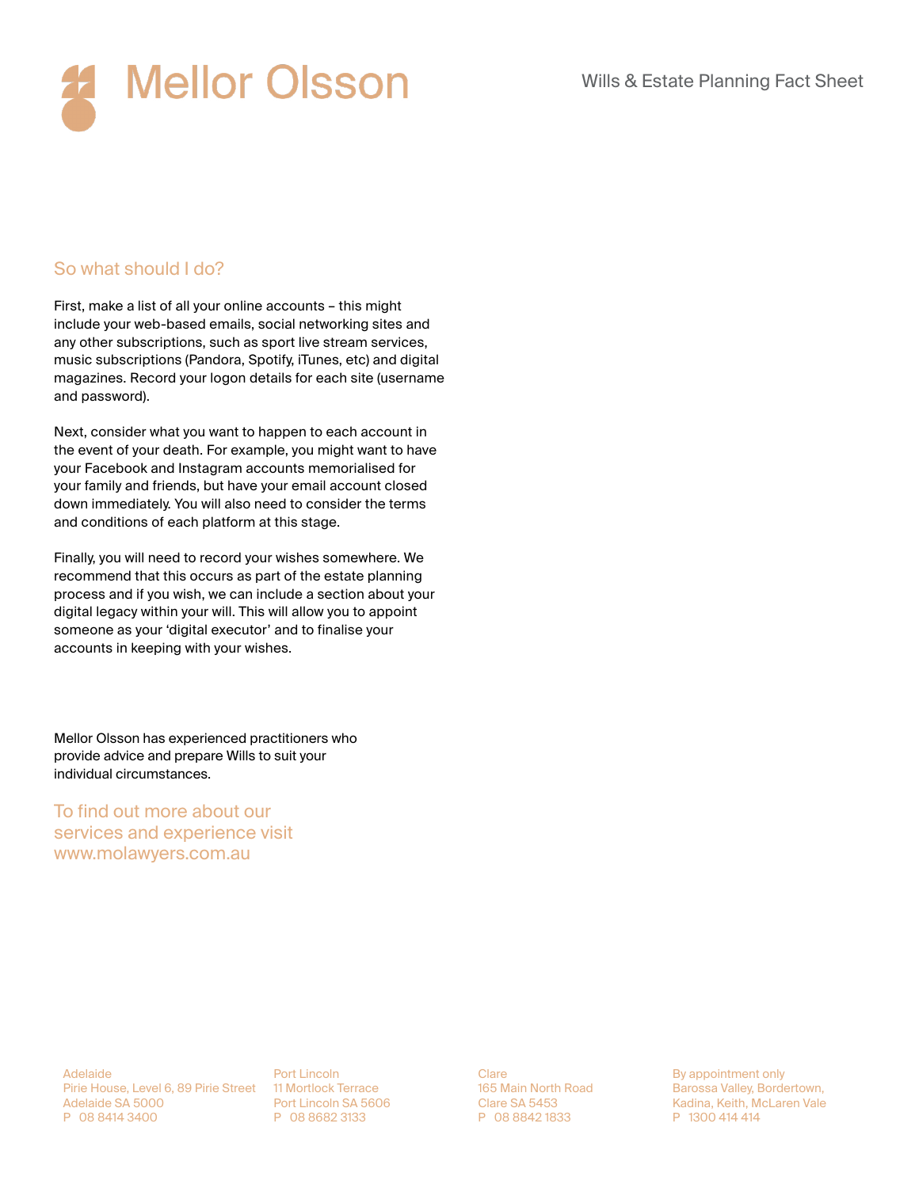## So what should I do?

First, make a list of all your online accounts – this might include your web-based emails, social networking sites and any other subscriptions, such as sport live stream services, music subscriptions (Pandora, Spotify, iTunes, etc) and digital magazines. Record your logon details for each site (username and password).

Next, consider what you want to happen to each account in the event of your death. For example, you might want to have your Facebook and Instagram accounts memorialised for your family and friends, but have your email account closed down immediately. You will also need to consider the terms and conditions of each platform at this stage.

Finally, you will need to record your wishes somewhere. We recommend that this occurs as part of the estate planning process and if you wish, we can include a section about your digital legacy within your will. This will allow you to appoint someone as your 'digital executor' and to finalise your accounts in keeping with your wishes.

Mellor Olsson has experienced practitioners who provide advice and prepare Wills to suit your individual circumstances.

To find out more about our services and experience visit www.molawyers.com.au

Adelaide
Pirie House, Level 6, 89 Pirie Street
Adelaide SA 5000
P 08 8414 3400

Port Lincoln
11 Mortlock Terrace
Port Lincoln SA 5606
P 08 8682 3133

Clare
165 Main North Road
Clare SA 5453
P 08 8842 1833

By appointment only
Barossa Valley, Bordertown, Kadina, Keith, McLaren Vale
P 1300 414 414